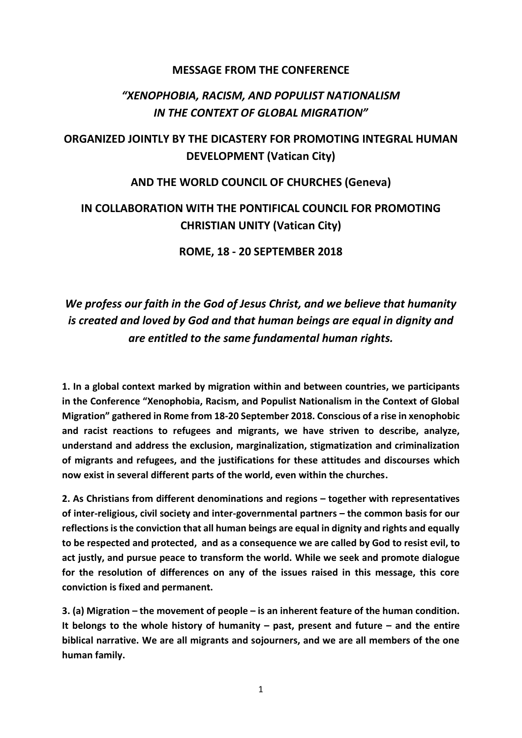**MESSAGE FROM THE CONFERENCE**

# *"XENOPHOBIA, RACISM, AND POPULIST NATIONALISM IN THE CONTEXT OF GLOBAL MIGRATION"*

## ORGANIZED JOINTLY BY THE DICASTERY FOR PROMOTING INTEGRAL HUMAN DEVELOPMENT (Vatican City)

## AND THE WORLD COUNCIL OF CHURCHES (Geneva)

## IN COLLABORATION WITH THE PONTIFICAL COUNCIL FOR PROMOTING CHRISTIAN UNITY (Vatican City)

**ROME, 18 - 20 SEPTEMBER 2018**

***We profess our faith in the God of Jesus Christ, and we believe that humanity is created and loved by God and that human beings are equal in dignity and are entitled to the same fundamental human rights.***

**1. In a global context marked by migration within and between countries, we participants in the Conference "Xenophobia, Racism, and Populist Nationalism in the Context of Global Migration" gathered in Rome from 18-20 September 2018. Conscious of a rise in xenophobic and racist reactions to refugees and migrants, we have striven to describe, analyze, understand and address the exclusion, marginalization, stigmatization and criminalization of migrants and refugees, and the justifications for these attitudes and discourses which now exist in several different parts of the world, even within the churches.**

**2. As Christians from different denominations and regions – together with representatives of inter-religious, civil society and inter-governmental partners – the common basis for our reflections is the conviction that all human beings are equal in dignity and rights and equally to be respected and protected, and as a consequence we are called by God to resist evil, to act justly, and pursue peace to transform the world. While we seek and promote dialogue for the resolution of differences on any of the issues raised in this message, this core conviction is fixed and permanent.**

**3. (a) Migration – the movement of people – is an inherent feature of the human condition. It belongs to the whole history of humanity – past, present and future – and the entire biblical narrative. We are all migrants and sojourners, and we are all members of the one human family.**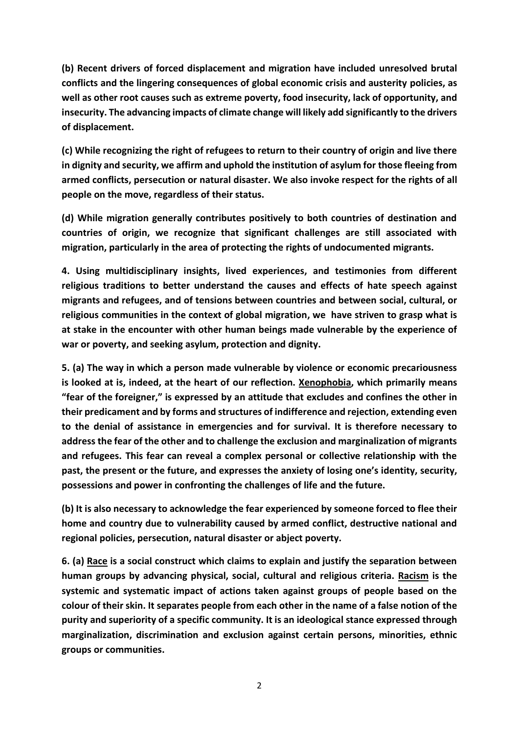**(b) Recent drivers of forced displacement and migration have included unresolved brutal conflicts and the lingering consequences of global economic crisis and austerity policies, as well as other root causes such as extreme poverty, food insecurity, lack of opportunity, and insecurity. The advancing impacts of climate change will likely add significantly to the drivers of displacement.**

**(c) While recognizing the right of refugees to return to their country of origin and live there in dignity and security, we affirm and uphold the institution of asylum for those fleeing from armed conflicts, persecution or natural disaster. We also invoke respect for the rights of all people on the move, regardless of their status.**

**(d) While migration generally contributes positively to both countries of destination and countries of origin, we recognize that significant challenges are still associated with migration, particularly in the area of protecting the rights of undocumented migrants.**

**4. Using multidisciplinary insights, lived experiences, and testimonies from different religious traditions to better understand the causes and effects of hate speech against migrants and refugees, and of tensions between countries and between social, cultural, or religious communities in the context of global migration, we have striven to grasp what is at stake in the encounter with other human beings made vulnerable by the experience of war or poverty, and seeking asylum, protection and dignity.**

**5. (a) The way in which a person made vulnerable by violence or economic precariousness is looked at is, indeed, at the heart of our reflection. <u>Xenophobia</u>, which primarily means "fear of the foreigner," is expressed by an attitude that excludes and confines the other in their predicament and by forms and structures of indifference and rejection, extending even to the denial of assistance in emergencies and for survival. It is therefore necessary to address the fear of the other and to challenge the exclusion and marginalization of migrants and refugees. This fear can reveal a complex personal or collective relationship with the past, the present or the future, and expresses the anxiety of losing one's identity, security, possessions and power in confronting the challenges of life and the future.**

**(b) It is also necessary to acknowledge the fear experienced by someone forced to flee their home and country due to vulnerability caused by armed conflict, destructive national and regional policies, persecution, natural disaster or abject poverty.**

**6. (a) <u>Race</u> is a social construct which claims to explain and justify the separation between human groups by advancing physical, social, cultural and religious criteria. <u>Racism</u> is the systemic and systematic impact of actions taken against groups of people based on the colour of their skin. It separates people from each other in the name of a false notion of the purity and superiority of a specific community. It is an ideological stance expressed through marginalization, discrimination and exclusion against certain persons, minorities, ethnic groups or communities.**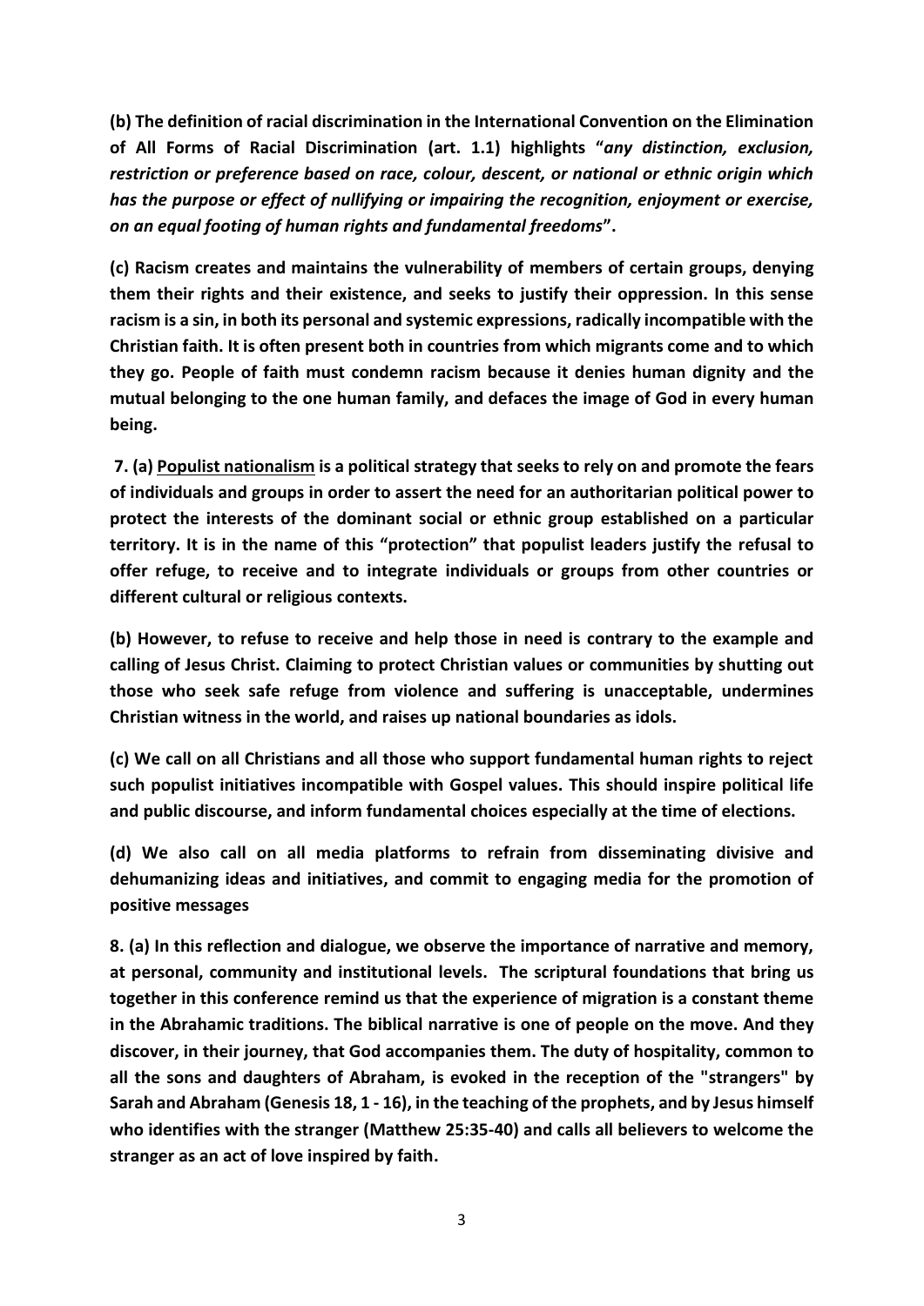**(b) The definition of racial discrimination in the International Convention on the Elimination of All Forms of Racial Discrimination (art. 1.1) highlights "*any distinction, exclusion, restriction or preference based on race, colour, descent, or national or ethnic origin which has the purpose or effect of nullifying or impairing the recognition, enjoyment or exercise, on an equal footing of human rights and fundamental freedoms*".**

**(c) Racism creates and maintains the vulnerability of members of certain groups, denying them their rights and their existence, and seeks to justify their oppression. In this sense racism is a sin, in both its personal and systemic expressions, radically incompatible with the Christian faith. It is often present both in countries from which migrants come and to which they go. People of faith must condemn racism because it denies human dignity and the mutual belonging to the one human family, and defaces the image of God in every human being.**

**7. (a) <u>Populist nationalism</u> is a political strategy that seeks to rely on and promote the fears of individuals and groups in order to assert the need for an authoritarian political power to protect the interests of the dominant social or ethnic group established on a particular territory. It is in the name of this "protection" that populist leaders justify the refusal to offer refuge, to receive and to integrate individuals or groups from other countries or different cultural or religious contexts.**

**(b) However, to refuse to receive and help those in need is contrary to the example and calling of Jesus Christ. Claiming to protect Christian values or communities by shutting out those who seek safe refuge from violence and suffering is unacceptable, undermines Christian witness in the world, and raises up national boundaries as idols.**

**(c) We call on all Christians and all those who support fundamental human rights to reject such populist initiatives incompatible with Gospel values. This should inspire political life and public discourse, and inform fundamental choices especially at the time of elections.**

**(d) We also call on all media platforms to refrain from disseminating divisive and dehumanizing ideas and initiatives, and commit to engaging media for the promotion of positive messages**

**8. (a) In this reflection and dialogue, we observe the importance of narrative and memory, at personal, community and institutional levels. The scriptural foundations that bring us together in this conference remind us that the experience of migration is a constant theme in the Abrahamic traditions. The biblical narrative is one of people on the move. And they discover, in their journey, that God accompanies them. The duty of hospitality, common to all the sons and daughters of Abraham, is evoked in the reception of the "strangers" by Sarah and Abraham (Genesis 18, 1 - 16), in the teaching of the prophets, and by Jesus himself who identifies with the stranger (Matthew 25:35-40) and calls all believers to welcome the stranger as an act of love inspired by faith.**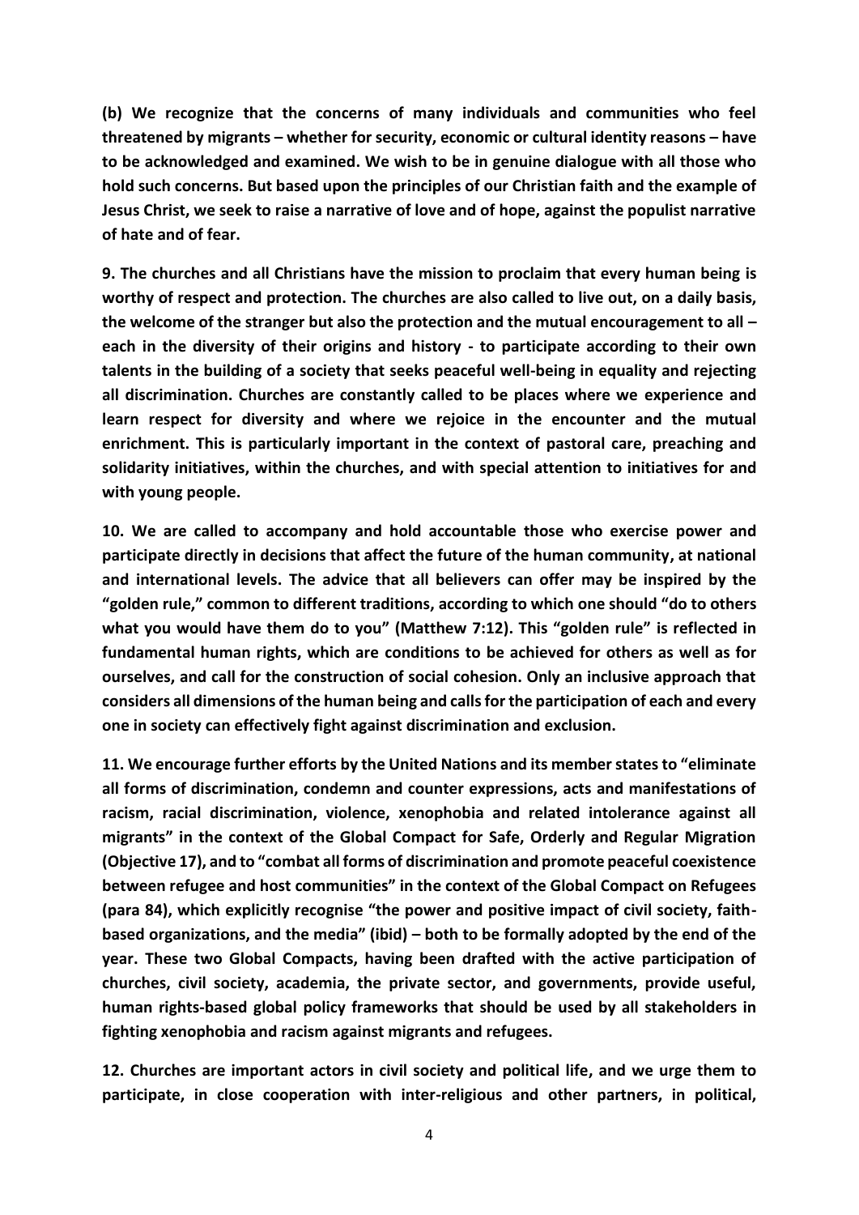**(b) We recognize that the concerns of many individuals and communities who feel threatened by migrants – whether for security, economic or cultural identity reasons – have to be acknowledged and examined. We wish to be in genuine dialogue with all those who hold such concerns. But based upon the principles of our Christian faith and the example of Jesus Christ, we seek to raise a narrative of love and of hope, against the populist narrative of hate and of fear.**

**9. The churches and all Christians have the mission to proclaim that every human being is worthy of respect and protection. The churches are also called to live out, on a daily basis, the welcome of the stranger but also the protection and the mutual encouragement to all – each in the diversity of their origins and history - to participate according to their own talents in the building of a society that seeks peaceful well-being in equality and rejecting all discrimination. Churches are constantly called to be places where we experience and learn respect for diversity and where we rejoice in the encounter and the mutual enrichment. This is particularly important in the context of pastoral care, preaching and solidarity initiatives, within the churches, and with special attention to initiatives for and with young people.**

**10. We are called to accompany and hold accountable those who exercise power and participate directly in decisions that affect the future of the human community, at national and international levels. The advice that all believers can offer may be inspired by the "golden rule," common to different traditions, according to which one should "do to others what you would have them do to you" (Matthew 7:12). This "golden rule" is reflected in fundamental human rights, which are conditions to be achieved for others as well as for ourselves, and call for the construction of social cohesion. Only an inclusive approach that considers all dimensions of the human being and calls for the participation of each and every one in society can effectively fight against discrimination and exclusion.**

**11. We encourage further efforts by the United Nations and its member states to "eliminate all forms of discrimination, condemn and counter expressions, acts and manifestations of racism, racial discrimination, violence, xenophobia and related intolerance against all migrants" in the context of the Global Compact for Safe, Orderly and Regular Migration (Objective 17), and to "combat all forms of discrimination and promote peaceful coexistence between refugee and host communities" in the context of the Global Compact on Refugees (para 84), which explicitly recognise "the power and positive impact of civil society, faith-based organizations, and the media" (ibid) – both to be formally adopted by the end of the year. These two Global Compacts, having been drafted with the active participation of churches, civil society, academia, the private sector, and governments, provide useful, human rights-based global policy frameworks that should be used by all stakeholders in fighting xenophobia and racism against migrants and refugees.**

**12. Churches are important actors in civil society and political life, and we urge them to participate, in close cooperation with inter-religious and other partners, in political,**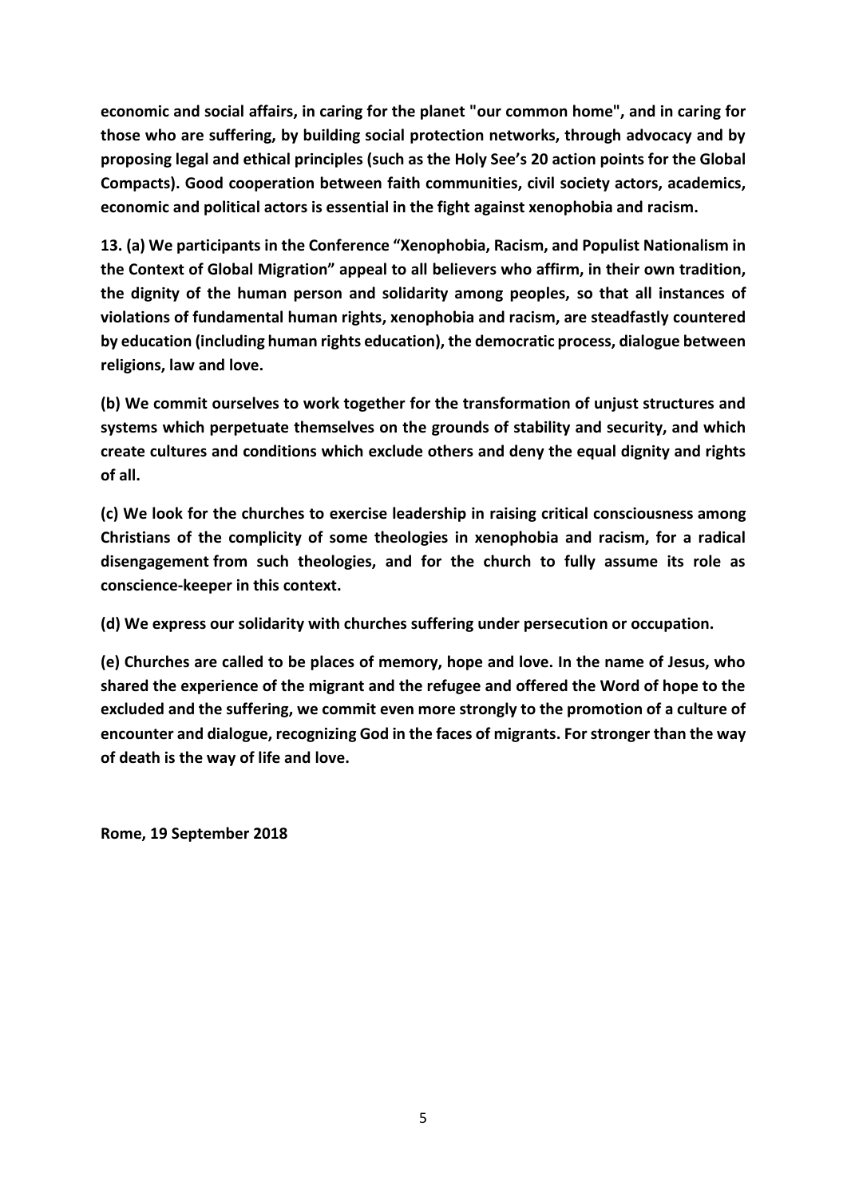**economic and social affairs, in caring for the planet "our common home", and in caring for those who are suffering, by building social protection networks, through advocacy and by proposing legal and ethical principles (such as the Holy See's 20 action points for the Global Compacts). Good cooperation between faith communities, civil society actors, academics, economic and political actors is essential in the fight against xenophobia and racism.**

**13. (a) We participants in the Conference "Xenophobia, Racism, and Populist Nationalism in the Context of Global Migration" appeal to all believers who affirm, in their own tradition, the dignity of the human person and solidarity among peoples, so that all instances of violations of fundamental human rights, xenophobia and racism, are steadfastly countered by education (including human rights education), the democratic process, dialogue between religions, law and love.**

**(b) We commit ourselves to work together for the transformation of unjust structures and systems which perpetuate themselves on the grounds of stability and security, and which create cultures and conditions which exclude others and deny the equal dignity and rights of all.**

**(c) We look for the churches to exercise leadership in raising critical consciousness among Christians of the complicity of some theologies in xenophobia and racism, for a radical disengagement from such theologies, and for the church to fully assume its role as conscience-keeper in this context.**

**(d) We express our solidarity with churches suffering under persecution or occupation.**

**(e) Churches are called to be places of memory, hope and love. In the name of Jesus, who shared the experience of the migrant and the refugee and offered the Word of hope to the excluded and the suffering, we commit even more strongly to the promotion of a culture of encounter and dialogue, recognizing God in the faces of migrants. For stronger than the way of death is the way of life and love.**

**Rome, 19 September 2018**